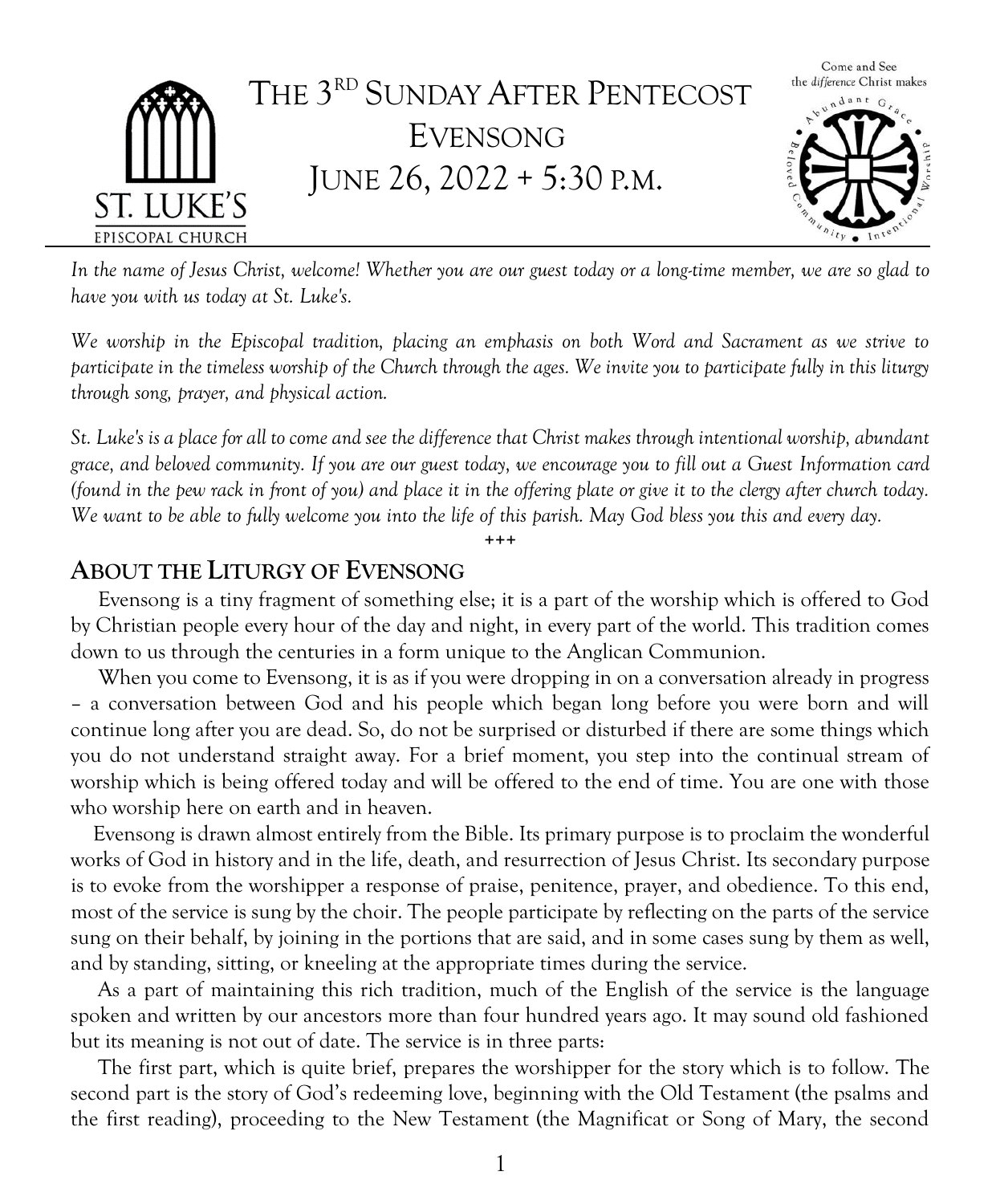# THE 3RD SUNDAY AFTER PENTECOST
# EVENSONG
# JUNE 26, 2022 + 5:30 P.M.

ST. LUKE'S
EPISCOPAL CHURCH

Come and See
the *difference* Christ makes

Abundant Grace • Intentional Worship • Beloved Community

*In the name of Jesus Christ, welcome! Whether you are our guest today or a long-time member, we are so glad to have you with us today at St. Luke's.*

*We worship in the Episcopal tradition, placing an emphasis on both Word and Sacrament as we strive to participate in the timeless worship of the Church through the ages. We invite you to participate fully in this liturgy through song, prayer, and physical action.*

*St. Luke's is a place for all to come and see the difference that Christ makes through intentional worship, abundant grace, and beloved community. If you are our guest today, we encourage you to fill out a Guest Information card (found in the pew rack in front of you) and place it in the offering plate or give it to the clergy after church today. We want to be able to fully welcome you into the life of this parish. May God bless you this and every day.*

+++

## ABOUT THE LITURGY OF EVENSONG

Evensong is a tiny fragment of something else; it is a part of the worship which is offered to God by Christian people every hour of the day and night, in every part of the world. This tradition comes down to us through the centuries in a form unique to the Anglican Communion.

When you come to Evensong, it is as if you were dropping in on a conversation already in progress – a conversation between God and his people which began long before you were born and will continue long after you are dead. So, do not be surprised or disturbed if there are some things which you do not understand straight away. For a brief moment, you step into the continual stream of worship which is being offered today and will be offered to the end of time. You are one with those who worship here on earth and in heaven.

Evensong is drawn almost entirely from the Bible. Its primary purpose is to proclaim the wonderful works of God in history and in the life, death, and resurrection of Jesus Christ. Its secondary purpose is to evoke from the worshipper a response of praise, penitence, prayer, and obedience. To this end, most of the service is sung by the choir. The people participate by reflecting on the parts of the service sung on their behalf, by joining in the portions that are said, and in some cases sung by them as well, and by standing, sitting, or kneeling at the appropriate times during the service.

As a part of maintaining this rich tradition, much of the English of the service is the language spoken and written by our ancestors more than four hundred years ago. It may sound old fashioned but its meaning is not out of date. The service is in three parts:

The first part, which is quite brief, prepares the worshipper for the story which is to follow. The second part is the story of God's redeeming love, beginning with the Old Testament (the psalms and the first reading), proceeding to the New Testament (the Magnificat or Song of Mary, the second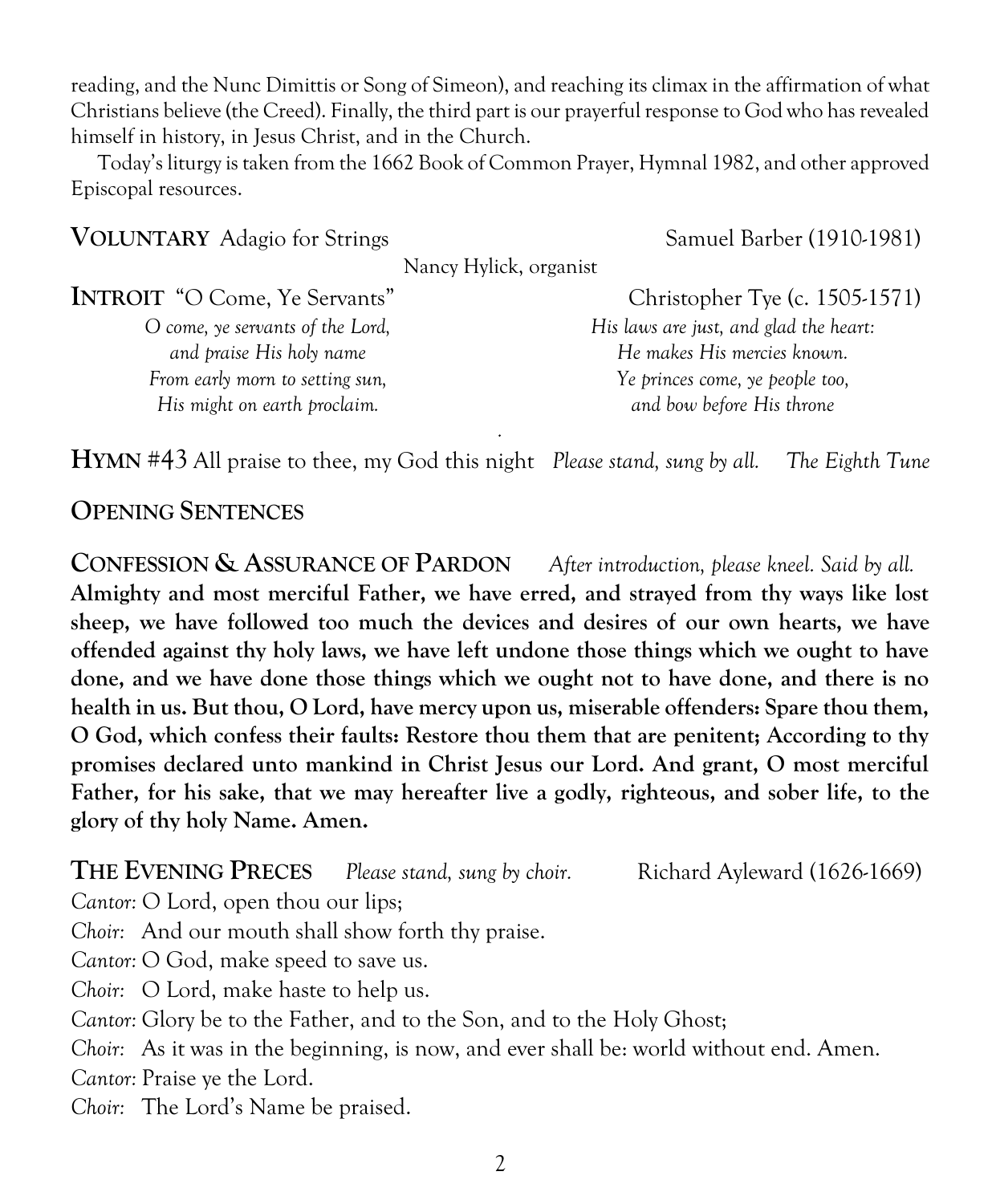reading, and the Nunc Dimittis or Song of Simeon), and reaching its climax in the affirmation of what Christians believe (the Creed). Finally, the third part is our prayerful response to God who has revealed himself in history, in Jesus Christ, and in the Church.

Today's liturgy is taken from the 1662 Book of Common Prayer, Hymnal 1982, and other approved Episcopal resources.

**VOLUNTARY** Adagio for Strings — Samuel Barber (1910-1981)

Nancy Hylick, organist

**INTROIT** "O Come, Ye Servants" — Christopher Tye (c. 1505-1571)

*O come, ye servants of the Lord,*
*and praise His holy name*
*From early morn to setting sun,*
*His might on earth proclaim.*

*His laws are just, and glad the heart:*
*He makes His mercies known.*
*Ye princes come, ye people too,*
*and bow before His throne*

**HYMN** #43 All praise to thee, my God this night *Please stand, sung by all.* *The Eighth Tune*

**OPENING SENTENCES**

**CONFESSION & ASSURANCE OF PARDON** *After introduction, please kneel. Said by all.*

**Almighty and most merciful Father, we have erred, and strayed from thy ways like lost sheep, we have followed too much the devices and desires of our own hearts, we have offended against thy holy laws, we have left undone those things which we ought to have done, and we have done those things which we ought not to have done, and there is no health in us. But thou, O Lord, have mercy upon us, miserable offenders: Spare thou them, O God, which confess their faults: Restore thou them that are penitent; According to thy promises declared unto mankind in Christ Jesus our Lord. And grant, O most merciful Father, for his sake, that we may hereafter live a godly, righteous, and sober life, to the glory of thy holy Name. Amen.**

**THE EVENING PRECES** *Please stand, sung by choir.* — Richard Ayleward (1626-1669)

*Cantor:* O Lord, open thou our lips;
*Choir:* And our mouth shall show forth thy praise.
*Cantor:* O God, make speed to save us.
*Choir:* O Lord, make haste to help us.
*Cantor:* Glory be to the Father, and to the Son, and to the Holy Ghost;
*Choir:* As it was in the beginning, is now, and ever shall be: world without end. Amen.
*Cantor:* Praise ye the Lord.
*Choir:* The Lord's Name be praised.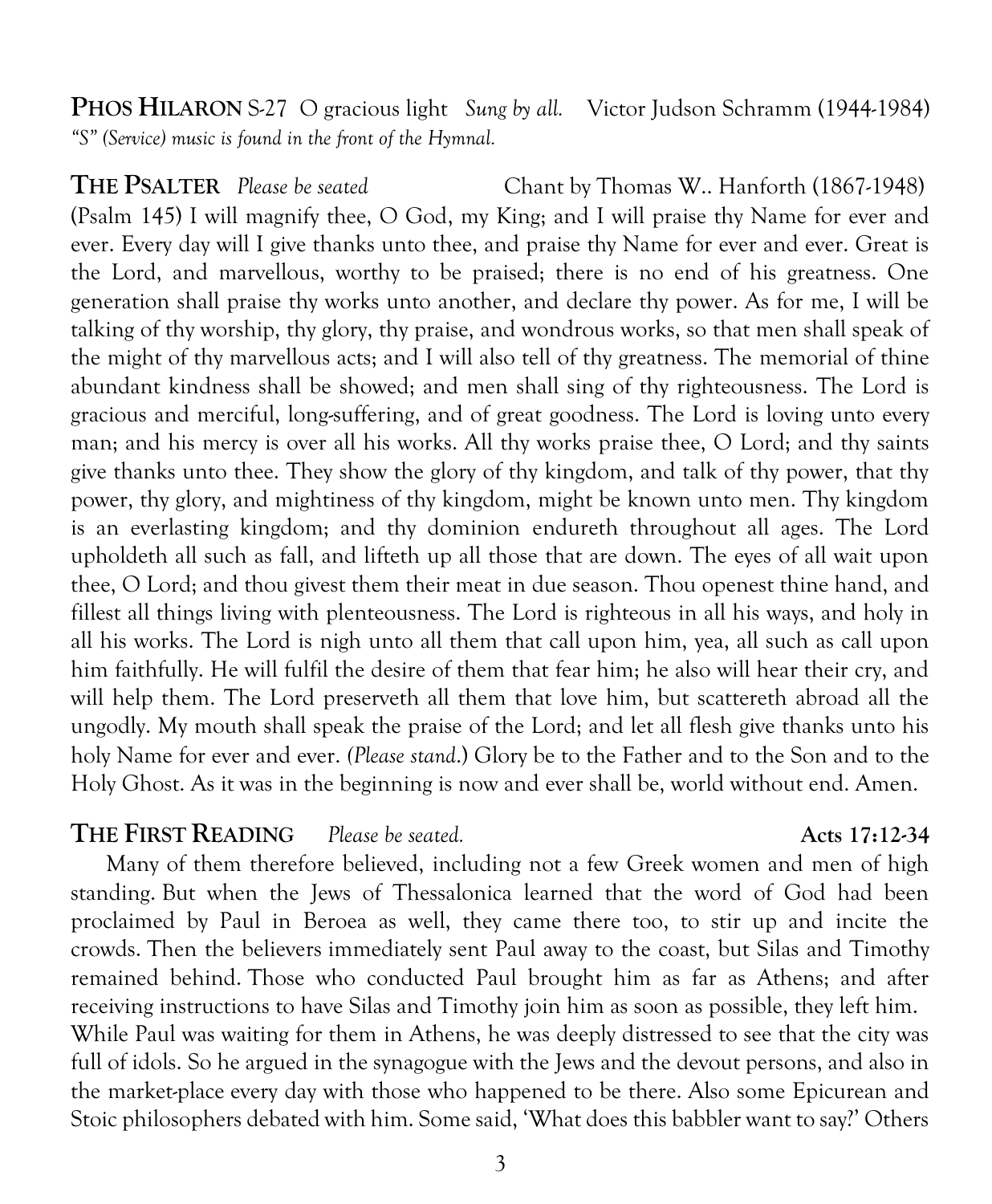**PHOS HILARON** S-27 O gracious light *Sung by all.* Victor Judson Schramm (1944-1984)
*"S" (Service) music is found in the front of the Hymnal.*

**THE PSALTER** *Please be seated* Chant by Thomas W.. Hanforth (1867-1948)

(Psalm 145) I will magnify thee, O God, my King; and I will praise thy Name for ever and ever. Every day will I give thanks unto thee, and praise thy Name for ever and ever. Great is the Lord, and marvellous, worthy to be praised; there is no end of his greatness. One generation shall praise thy works unto another, and declare thy power. As for me, I will be talking of thy worship, thy glory, thy praise, and wondrous works, so that men shall speak of the might of thy marvellous acts; and I will also tell of thy greatness. The memorial of thine abundant kindness shall be showed; and men shall sing of thy righteousness. The Lord is gracious and merciful, long-suffering, and of great goodness. The Lord is loving unto every man; and his mercy is over all his works. All thy works praise thee, O Lord; and thy saints give thanks unto thee. They show the glory of thy kingdom, and talk of thy power, that thy power, thy glory, and mightiness of thy kingdom, might be known unto men. Thy kingdom is an everlasting kingdom; and thy dominion endureth throughout all ages. The Lord upholdeth all such as fall, and lifteth up all those that are down. The eyes of all wait upon thee, O Lord; and thou givest them their meat in due season. Thou openest thine hand, and fillest all things living with plenteousness. The Lord is righteous in all his ways, and holy in all his works. The Lord is nigh unto all them that call upon him, yea, all such as call upon him faithfully. He will fulfil the desire of them that fear him; he also will hear their cry, and will help them. The Lord preserveth all them that love him, but scattereth abroad all the ungodly. My mouth shall speak the praise of the Lord; and let all flesh give thanks unto his holy Name for ever and ever. *(Please stand.)* Glory be to the Father and to the Son and to the Holy Ghost. As it was in the beginning is now and ever shall be, world without end. Amen.

**THE FIRST READING** *Please be seated.* **Acts 17:12-34**

Many of them therefore believed, including not a few Greek women and men of high standing. But when the Jews of Thessalonica learned that the word of God had been proclaimed by Paul in Beroea as well, they came there too, to stir up and incite the crowds. Then the believers immediately sent Paul away to the coast, but Silas and Timothy remained behind. Those who conducted Paul brought him as far as Athens; and after receiving instructions to have Silas and Timothy join him as soon as possible, they left him.
While Paul was waiting for them in Athens, he was deeply distressed to see that the city was full of idols. So he argued in the synagogue with the Jews and the devout persons, and also in the market-place every day with those who happened to be there. Also some Epicurean and Stoic philosophers debated with him. Some said, 'What does this babbler want to say?' Others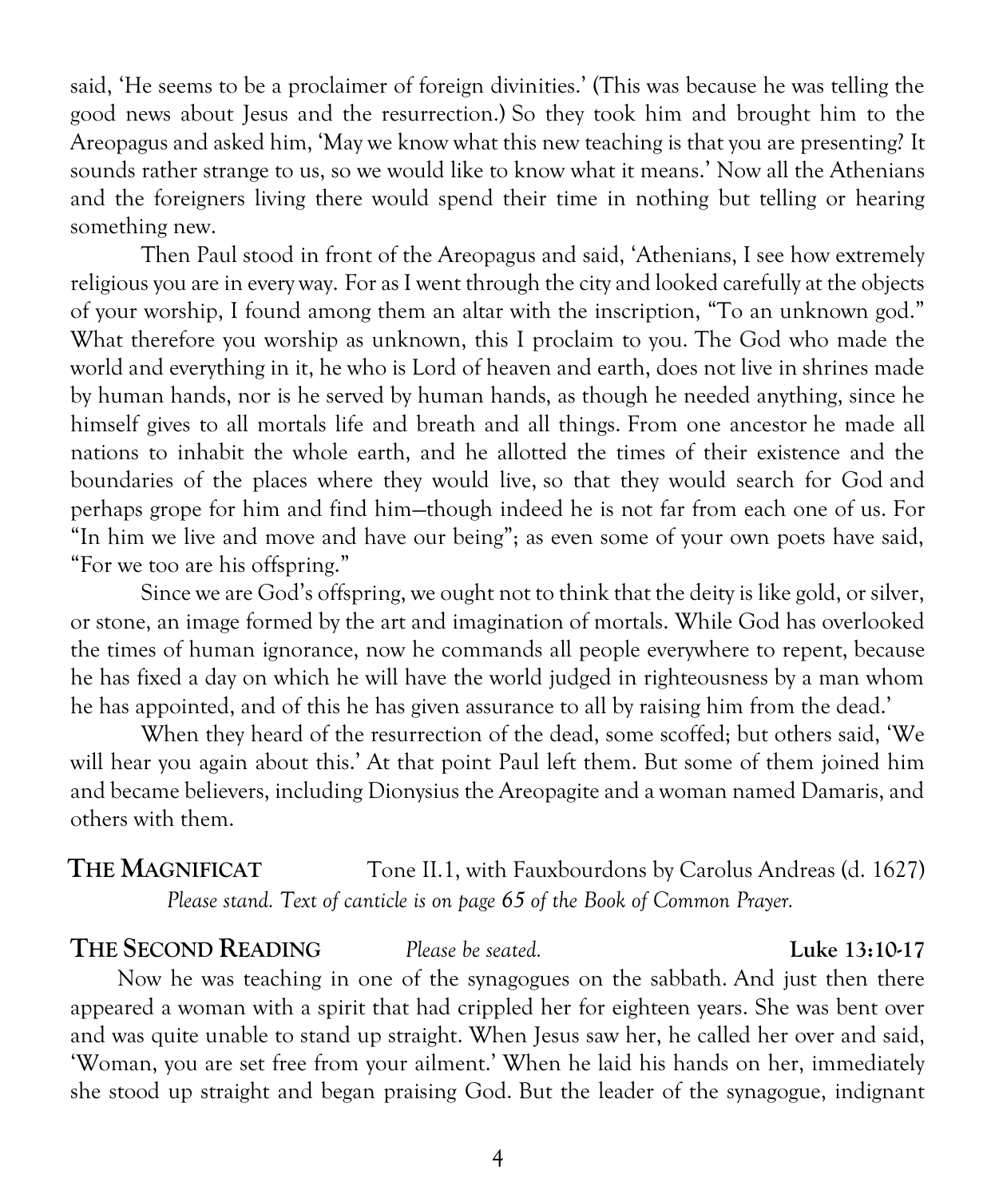said, 'He seems to be a proclaimer of foreign divinities.' (This was because he was telling the good news about Jesus and the resurrection.) So they took him and brought him to the Areopagus and asked him, 'May we know what this new teaching is that you are presenting? It sounds rather strange to us, so we would like to know what it means.' Now all the Athenians and the foreigners living there would spend their time in nothing but telling or hearing something new.

Then Paul stood in front of the Areopagus and said, 'Athenians, I see how extremely religious you are in every way. For as I went through the city and looked carefully at the objects of your worship, I found among them an altar with the inscription, "To an unknown god." What therefore you worship as unknown, this I proclaim to you. The God who made the world and everything in it, he who is Lord of heaven and earth, does not live in shrines made by human hands, nor is he served by human hands, as though he needed anything, since he himself gives to all mortals life and breath and all things. From one ancestor he made all nations to inhabit the whole earth, and he allotted the times of their existence and the boundaries of the places where they would live, so that they would search for God and perhaps grope for him and find him—though indeed he is not far from each one of us. For "In him we live and move and have our being"; as even some of your own poets have said, "For we too are his offspring."

Since we are God's offspring, we ought not to think that the deity is like gold, or silver, or stone, an image formed by the art and imagination of mortals. While God has overlooked the times of human ignorance, now he commands all people everywhere to repent, because he has fixed a day on which he will have the world judged in righteousness by a man whom he has appointed, and of this he has given assurance to all by raising him from the dead.'

When they heard of the resurrection of the dead, some scoffed; but others said, 'We will hear you again about this.' At that point Paul left them. But some of them joined him and became believers, including Dionysius the Areopagite and a woman named Damaris, and others with them.

## THE MAGNIFICAT

Tone II.1, with Fauxbourdons by Carolus Andreas (d. 1627)

*Please stand. Text of canticle is on page 65 of the Book of Common Prayer.*

## THE SECOND READING

*Please be seated.* **Luke 13:10-17**

Now he was teaching in one of the synagogues on the sabbath. And just then there appeared a woman with a spirit that had crippled her for eighteen years. She was bent over and was quite unable to stand up straight. When Jesus saw her, he called her over and said, 'Woman, you are set free from your ailment.' When he laid his hands on her, immediately she stood up straight and began praising God. But the leader of the synagogue, indignant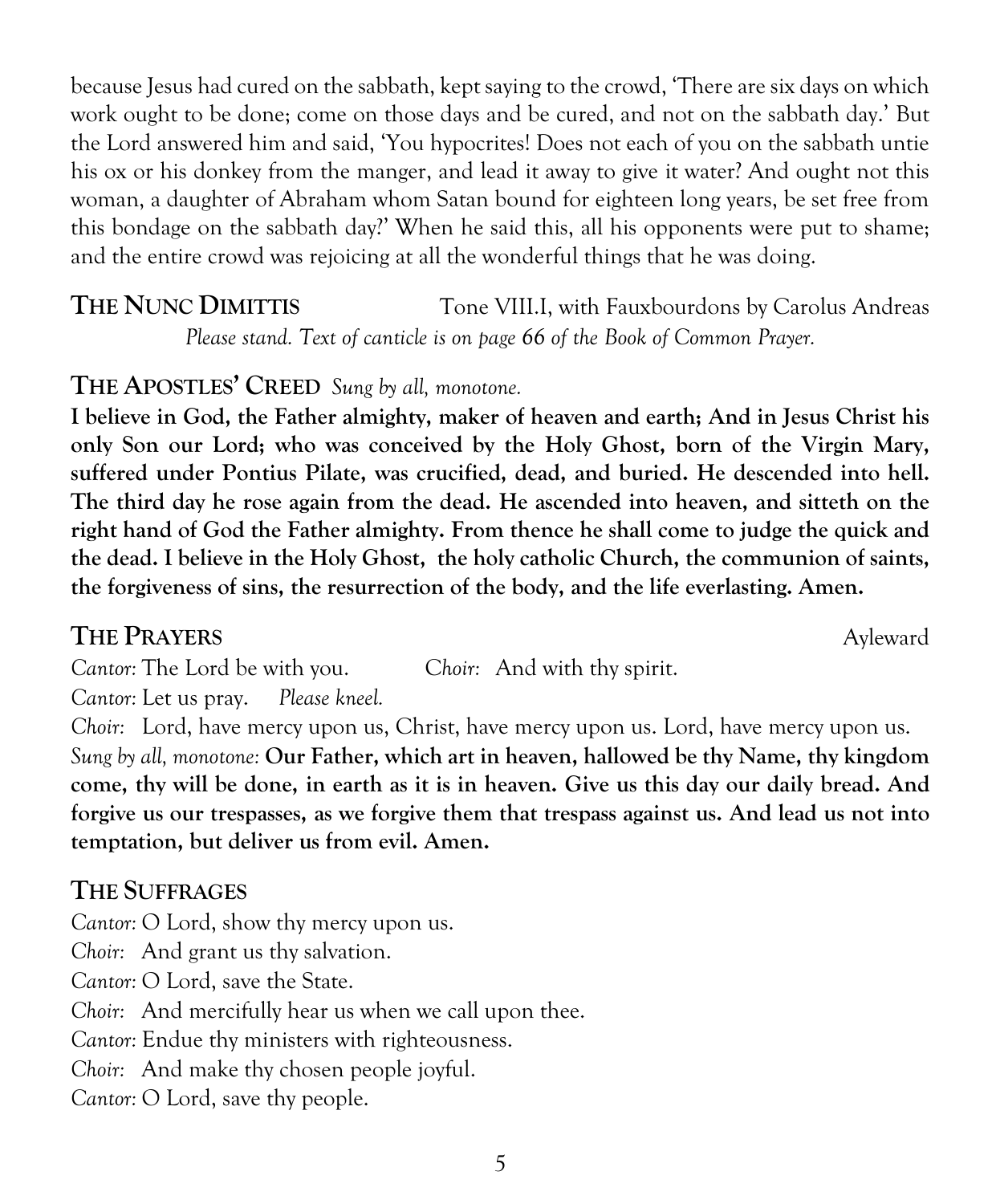because Jesus had cured on the sabbath, kept saying to the crowd, 'There are six days on which work ought to be done; come on those days and be cured, and not on the sabbath day.' But the Lord answered him and said, 'You hypocrites! Does not each of you on the sabbath untie his ox or his donkey from the manger, and lead it away to give it water? And ought not this woman, a daughter of Abraham whom Satan bound for eighteen long years, be set free from this bondage on the sabbath day?' When he said this, all his opponents were put to shame; and the entire crowd was rejoicing at all the wonderful things that he was doing.

## THE NUNC DIMITTIS

Tone VIII.I, with Fauxbourdons by Carolus Andreas

*Please stand. Text of canticle is on page 66 of the Book of Common Prayer.*

## THE APOSTLES' CREED *Sung by all, monotone.*

**I believe in God, the Father almighty, maker of heaven and earth; And in Jesus Christ his only Son our Lord; who was conceived by the Holy Ghost, born of the Virgin Mary, suffered under Pontius Pilate, was crucified, dead, and buried. He descended into hell. The third day he rose again from the dead. He ascended into heaven, and sitteth on the right hand of God the Father almighty. From thence he shall come to judge the quick and the dead. I believe in the Holy Ghost, the holy catholic Church, the communion of saints, the forgiveness of sins, the resurrection of the body, and the life everlasting. Amen.**

## THE PRAYERS

Ayleward

*Cantor*: The Lord be with you. *Choir*: And with thy spirit.

*Cantor*: Let us pray. *Please kneel.*

*Choir*: Lord, have mercy upon us, Christ, have mercy upon us. Lord, have mercy upon us.

*Sung by all, monotone:* **Our Father, which art in heaven, hallowed be thy Name, thy kingdom come, thy will be done, in earth as it is in heaven. Give us this day our daily bread. And forgive us our trespasses, as we forgive them that trespass against us. And lead us not into temptation, but deliver us from evil. Amen.**

## THE SUFFRAGES

*Cantor*: O Lord, show thy mercy upon us.

*Choir*: And grant us thy salvation.

*Cantor*: O Lord, save the State.

*Choir*: And mercifully hear us when we call upon thee.

*Cantor*: Endue thy ministers with righteousness.

*Choir*: And make thy chosen people joyful.

*Cantor*: O Lord, save thy people.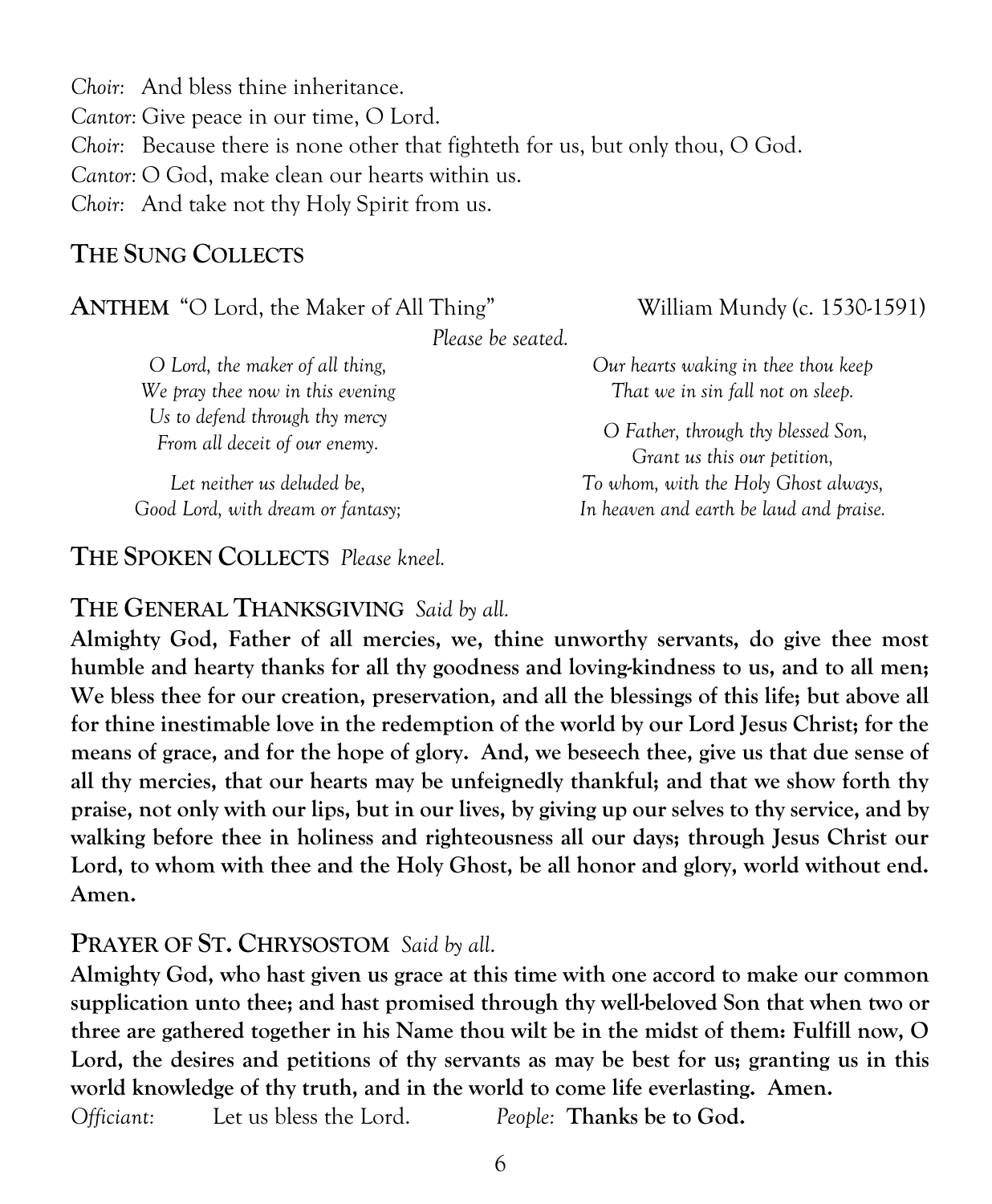*Choir:* And bless thine inheritance.
*Cantor*: Give peace in our time, O Lord.
*Choir:* Because there is none other that fighteth for us, but only thou, O God.
*Cantor*: O God, make clean our hearts within us.
*Choir:* And take not thy Holy Spirit from us.

## THE SUNG COLLECTS

**ANTHEM** "O Lord, the Maker of All Thing" William Mundy (c. 1530-1591)

*Please be seated.*

*O Lord, the maker of all thing,*
*We pray thee now in this evening*
*Us to defend through thy mercy*
*From all deceit of our enemy.*

*Let neither us deluded be,*
*Good Lord, with dream or fantasy;*
*Our hearts waking in thee thou keep*
*That we in sin fall not on sleep.*

*O Father, through thy blessed Son,*
*Grant us this our petition,*
*To whom, with the Holy Ghost always,*
*In heaven and earth be laud and praise.*

## THE SPOKEN COLLECTS *Please kneel.*

## THE GENERAL THANKSGIVING *Said by all.*

**Almighty God, Father of all mercies, we, thine unworthy servants, do give thee most humble and hearty thanks for all thy goodness and loving-kindness to us, and to all men; We bless thee for our creation, preservation, and all the blessings of this life; but above all for thine inestimable love in the redemption of the world by our Lord Jesus Christ; for the means of grace, and for the hope of glory. And, we beseech thee, give us that due sense of all thy mercies, that our hearts may be unfeignedly thankful; and that we show forth thy praise, not only with our lips, but in our lives, by giving up our selves to thy service, and by walking before thee in holiness and righteousness all our days; through Jesus Christ our Lord, to whom with thee and the Holy Ghost, be all honor and glory, world without end. Amen.**

## PRAYER OF ST. CHRYSOSTOM *Said by all.*

**Almighty God, who hast given us grace at this time with one accord to make our common supplication unto thee; and hast promised through thy well-beloved Son that when two or three are gathered together in his Name thou wilt be in the midst of them: Fulfill now, O Lord, the desires and petitions of thy servants as may be best for us; granting us in this world knowledge of thy truth, and in the world to come life everlasting. Amen.**

*Officiant:* Let us bless the Lord. *People:* **Thanks be to God.**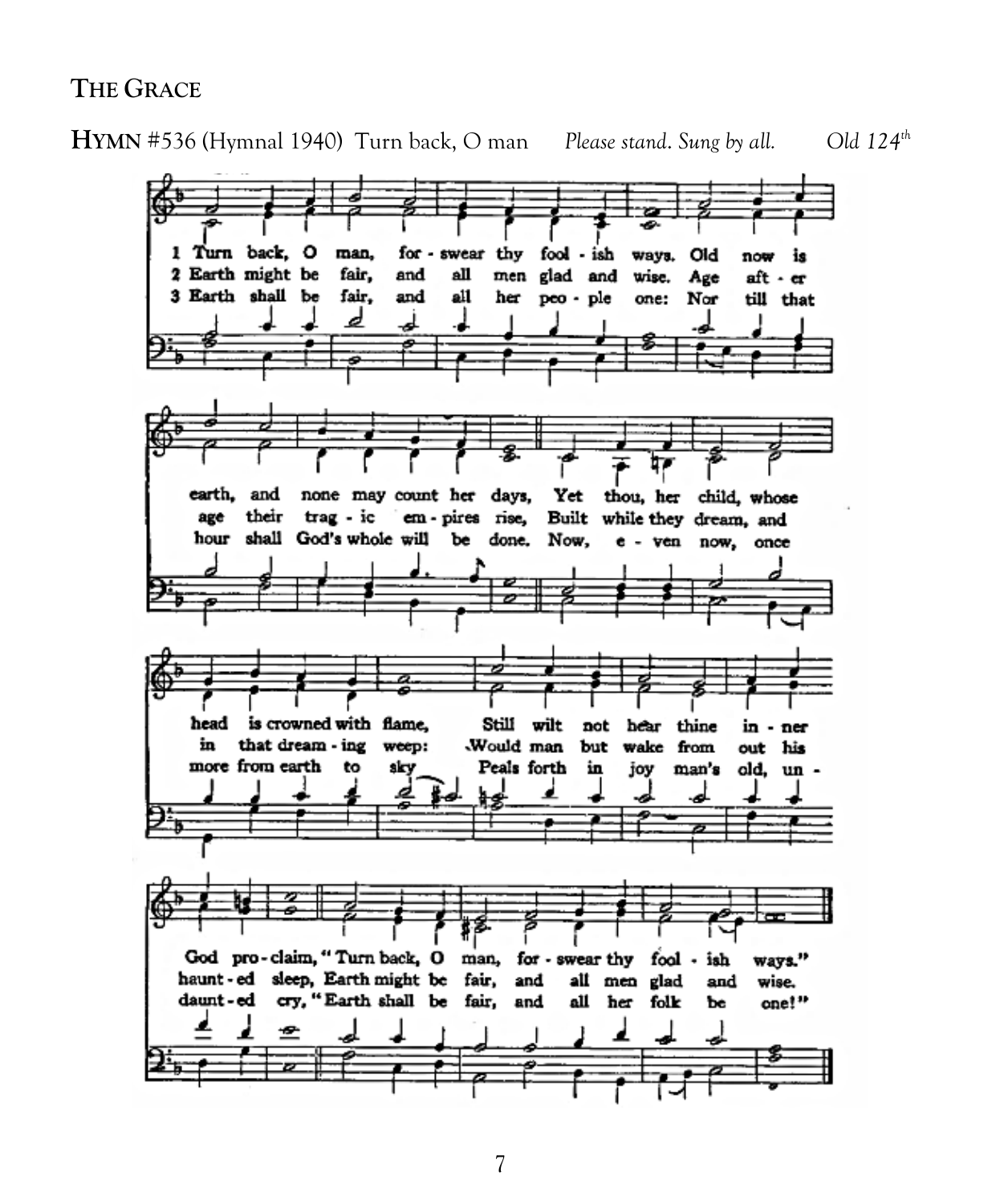## THE GRACE

**HYMN** #536 (Hymnal 1940) Turn back, O man *Please stand. Sung by all.* *Old 124th*

1 Turn back, O man, forswear thy foolish ways. Old now is earth, and none may count her days, Yet thou, her child, whose head is crowned with flame, Still wilt not hear thine inner God proclaim, "Turn back, O man, forswear thy foolish ways."

2 Earth might be fair, and all men glad and wise. Age after age their tragic empires rise, Built while they dream, and in that dreaming weep: Would man but wake from out his haunted sleep, Earth might be fair, and all men glad and wise.

3 Earth shall be fair, and all her people one: Nor till that hour shall God's whole will be done. Now, even now, once more from earth to sky Peals forth in joy man's old, undaunted cry, "Earth shall be fair, and all her folk be one!"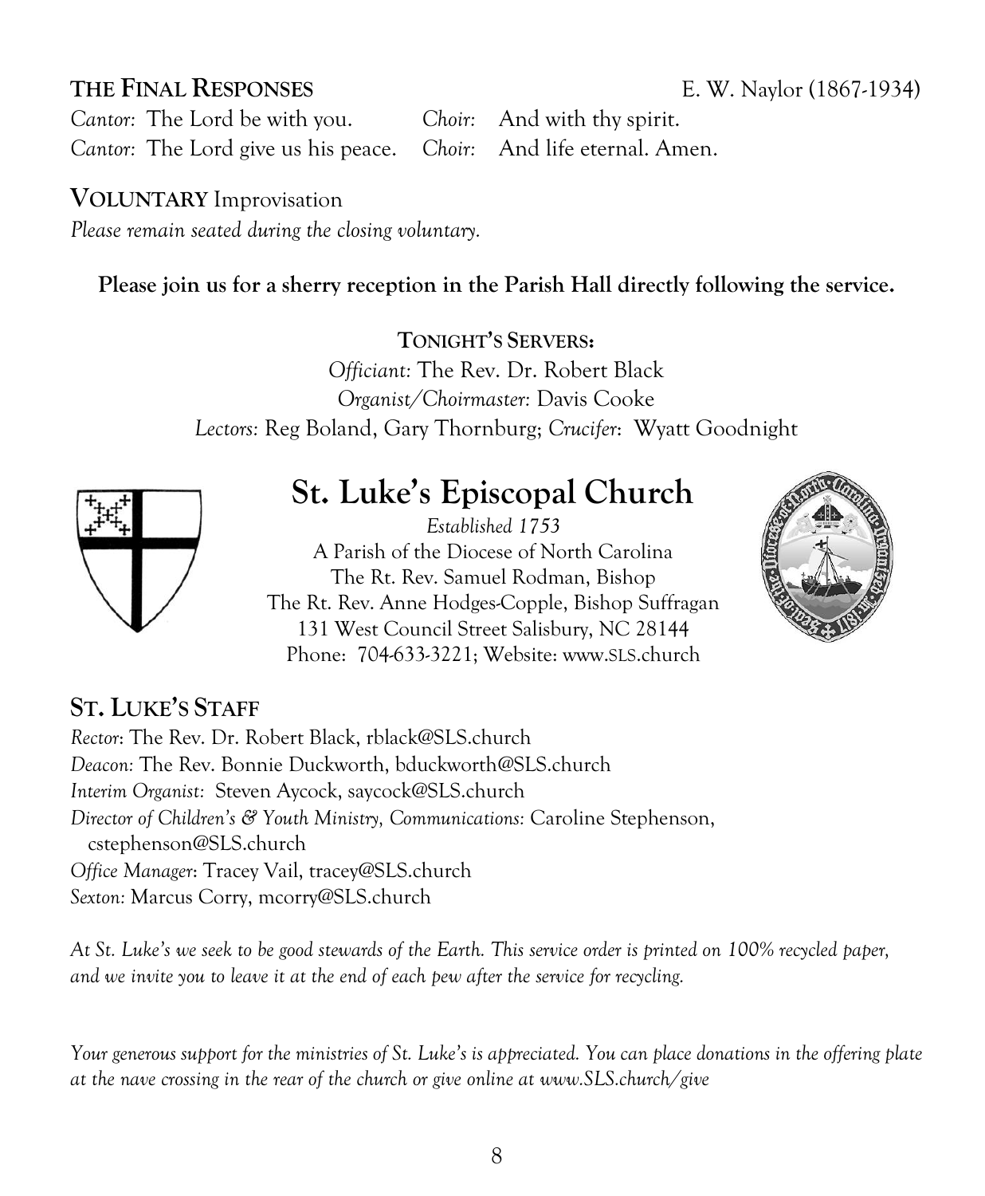**THE FINAL RESPONSES** E. W. Naylor (1867-1934)

*Cantor*: The Lord be with you. *Choir*: And with thy spirit.
*Cantor*: The Lord give us his peace. *Choir*: And life eternal. Amen.

**VOLUNTARY** Improvisation
*Please remain seated during the closing voluntary.*

**Please join us for a sherry reception in the Parish Hall directly following the service.**

**TONIGHT'S SERVERS:**
*Officiant:* The Rev. Dr. Robert Black
*Organist/Choirmaster:* Davis Cooke
*Lectors:* Reg Boland, Gary Thornburg; *Crucifer*: Wyatt Goodnight

# St. Luke's Episcopal Church

*Established 1753*
A Parish of the Diocese of North Carolina
The Rt. Rev. Samuel Rodman, Bishop
The Rt. Rev. Anne Hodges-Copple, Bishop Suffragan
131 West Council Street Salisbury, NC 28144
Phone: 704-633-3221; Website: www.SLS.church

## ST. LUKE'S STAFF

*Rector*: The Rev. Dr. Robert Black, rblack@SLS.church
*Deacon:* The Rev. Bonnie Duckworth, bduckworth@SLS.church
*Interim Organist:* Steven Aycock, saycock@SLS.church
*Director of Children's & Youth Ministry, Communications:* Caroline Stephenson, cstephenson@SLS.church
*Office Manager*: Tracey Vail, tracey@SLS.church
*Sexton:* Marcus Corry, mcorry@SLS.church

*At St. Luke's we seek to be good stewards of the Earth. This service order is printed on 100% recycled paper, and we invite you to leave it at the end of each pew after the service for recycling.*

*Your generous support for the ministries of St. Luke's is appreciated. You can place donations in the offering plate at the nave crossing in the rear of the church or give online at www.SLS.church/give*